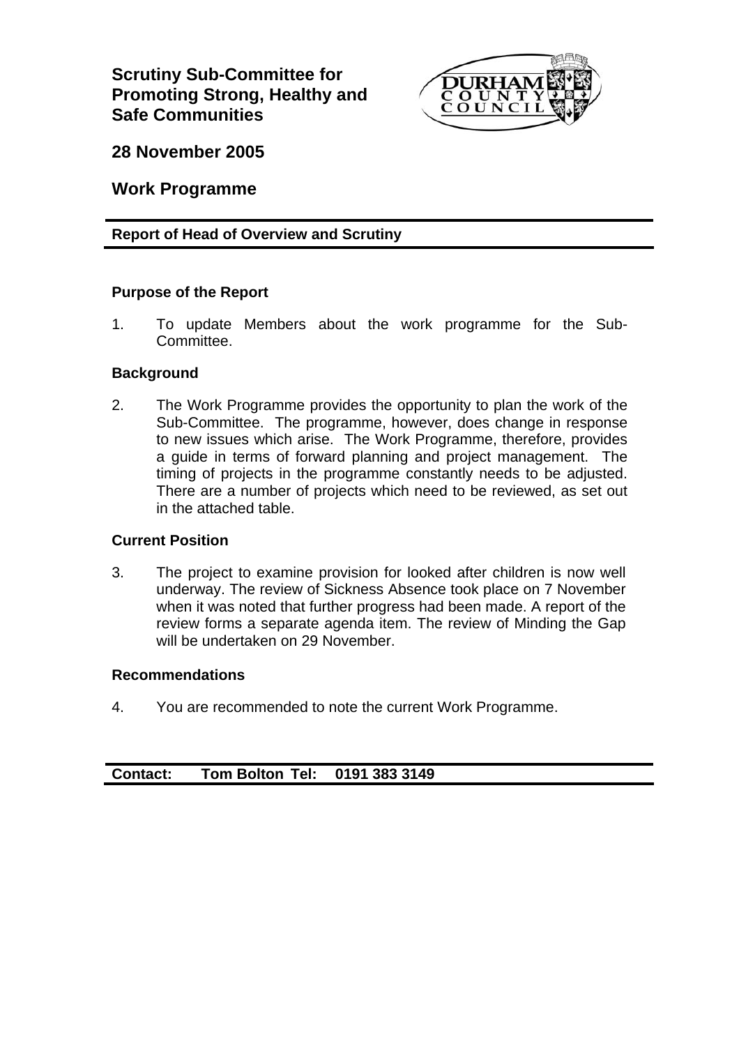# Scrutiny Sub-Committee for Promoting Strong, Healthy and Safe Communities

## 28 November 2005

## Work Programme

**Report of Head of Overview and Scrutiny**

### Purpose of the Report

1. To update Members about the work programme for the Sub-Committee.

### Background

2. The Work Programme provides the opportunity to plan the work of the Sub-Committee. The programme, however, does change in response to new issues which arise. The Work Programme, therefore, provides a guide in terms of forward planning and project management. The timing of projects in the programme constantly needs to be adjusted. There are a number of projects which need to be reviewed, as set out in the attached table.

### Current Position

3. The project to examine provision for looked after children is now well underway. The review of Sickness Absence took place on 7 November when it was noted that further progress had been made. A report of the review forms a separate agenda item. The review of Minding the Gap will be undertaken on 29 November.

### Recommendations

4. You are recommended to note the current Work Programme.

**Contact: Tom Bolton Tel: 0191 383 3149**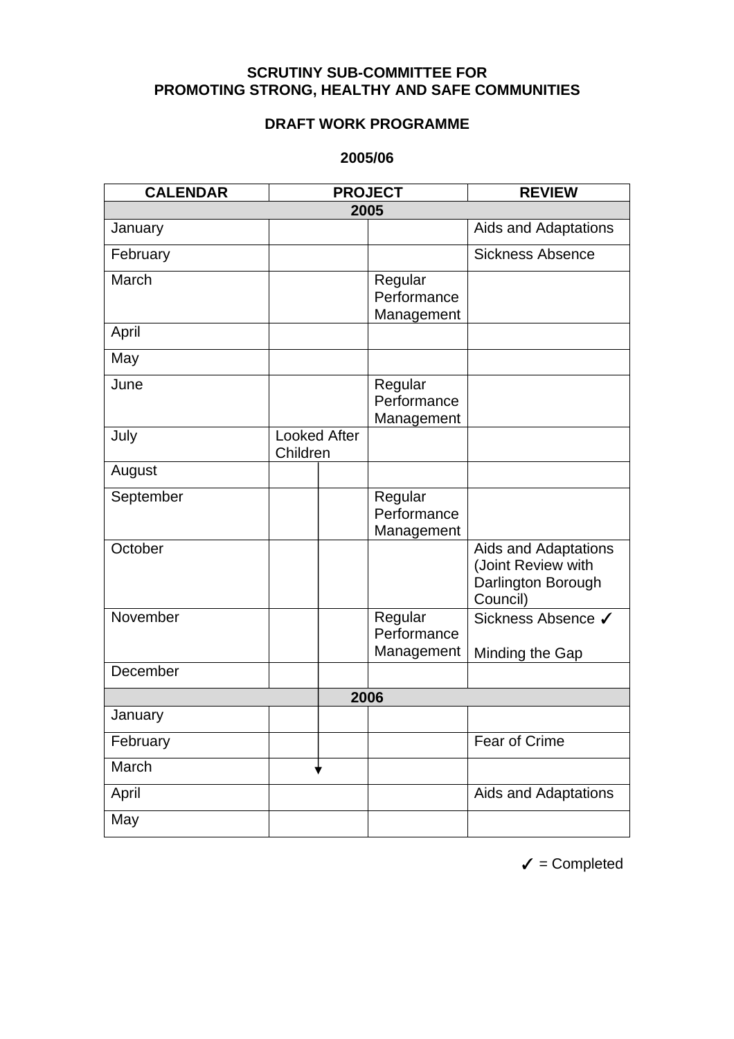**SCRUTINY SUB-COMMITTEE FOR PROMOTING STRONG, HEALTHY AND SAFE COMMUNITIES**

**DRAFT WORK PROGRAMME**

**2005/06**

| CALENDAR | PROJECT | | REVIEW |
|---|---|---|---|
| **2005** | | | |
| January | | | Aids and Adaptations |
| February | | | Sickness Absence |
| March | | Regular Performance Management | |
| April | | | |
| May | | | |
| June | | Regular Performance Management | |
| July | Looked After Children | | |
| August | ↓ | | |
| September | ↓ | Regular Performance Management | |
| October | ↓ | | Aids and Adaptations (Joint Review with Darlington Borough Council) |
| November | ↓ | Regular Performance Management | Sickness Absence ✓<br>Minding the Gap |
| December | ↓ | | |
| **2006** | | | |
| January | ↓ | | |
| February | ↓ | | Fear of Crime |
| March | ↓ | | |
| April | | | Aids and Adaptations |
| May | | | |

✓ = Completed